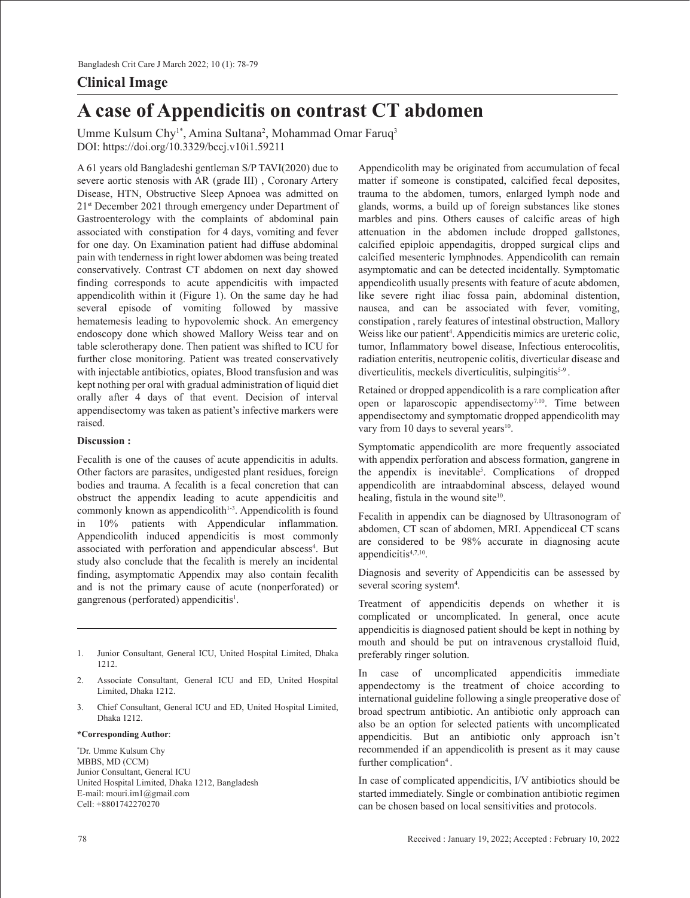## Clinical Image

# A case of Appendicitis on contrast CT abdomen

Umme Kulsum Chy[1*], Amina Sultana[2], Mohammad Omar Faruq[3]
DOI: https://doi.org/10.3329/bccj.v10i1.59211

A 61 years old Bangladeshi gentleman S/P TAVI(2020) due to severe aortic stenosis with AR (grade III) , Coronary Artery Disease, HTN, Obstructive Sleep Apnoea was admitted on 21st December 2021 through emergency under Department of Gastroenterology with the complaints of abdominal pain associated with constipation for 4 days, vomiting and fever for one day. On Examination patient had diffuse abdominal pain with tenderness in right lower abdomen was being treated conservatively. Contrast CT abdomen on next day showed finding corresponds to acute appendicitis with impacted appendicolith within it (Figure 1). On the same day he had several episode of vomiting followed by massive hematemesis leading to hypovolemic shock. An emergency endoscopy done which showed Mallory Weiss tear and on table sclerotherapy done. Then patient was shifted to ICU for further close monitoring. Patient was treated conservatively with injectable antibiotics, opiates, Blood transfusion and was kept nothing per oral with gradual administration of liquid diet orally after 4 days of that event. Decision of interval appendisectomy was taken as patient's infective markers were raised.

**Discussion :**

Fecalith is one of the causes of acute appendicitis in adults. Other factors are parasites, undigested plant residues, foreign bodies and trauma. A fecalith is a fecal concretion that can obstruct the appendix leading to acute appendicitis and commonly known as appendicolith[1-3]. Appendicolith is found in 10% patients with Appendicular inflammation. Appendicolith induced appendicitis is most commonly associated with perforation and appendicular abscess[4]. But study also conclude that the fecalith is merely an incidental finding, asymptomatic Appendix may also contain fecalith and is not the primary cause of acute (nonperforated) or gangrenous (perforated) appendicitis[1].

Appendicolith may be originated from accumulation of fecal matter if someone is constipated, calcified fecal deposites, trauma to the abdomen, tumors, enlarged lymph node and glands, worms, a build up of foreign substances like stones marbles and pins. Others causes of calcific areas of high attenuation in the abdomen include dropped gallstones, calcified epiploic appendagitis, dropped surgical clips and calcified mesenteric lymphnodes. Appendicolith can remain asymptomatic and can be detected incidentally. Symptomatic appendicolith usually presents with feature of acute abdomen, like severe right iliac fossa pain, abdominal distention, nausea, and can be associated with fever, vomiting, constipation , rarely features of intestinal obstruction, Mallory Weiss like our patient[4]. Appendicitis mimics are ureteric colic, tumor, Inflammatory bowel disease, Infectious enterocolitis, radiation enteritis, neutropenic colitis, diverticular disease and diverticulitis, meckels diverticulitis, sulpingitis[5-9].

Retained or dropped appendicolith is a rare complication after open or laparoscopic appendisectomy[7,10]. Time between appendisectomy and symptomatic dropped appendicolith may vary from 10 days to several years[10].

Symptomatic appendicolith are more frequently associated with appendix perforation and abscess formation, gangrene in the appendix is inevitable[5]. Complications of dropped appendicolith are intraabdominal abscess, delayed wound healing, fistula in the wound site[10].

Fecalith in appendix can be diagnosed by Ultrasonogram of abdomen, CT scan of abdomen, MRI. Appendiceal CT scans are considered to be 98% accurate in diagnosing acute appendicitis[4,7,10].

Diagnosis and severity of Appendicitis can be assessed by several scoring system[4].

Treatment of appendicitis depends on whether it is complicated or uncomplicated. In general, once acute appendicitis is diagnosed patient should be kept in nothing by mouth and should be put on intravenous crystalloid fluid, preferably ringer solution.

In case of uncomplicated appendicitis immediate appendectomy is the treatment of choice according to international guideline following a single preoperative dose of broad spectrum antibiotic. An antibiotic only approach can also be an option for selected patients with uncomplicated appendicitis. But an antibiotic only approach isn't recommended if an appendicolith is present as it may cause further complication[4].

In case of complicated appendicitis, I/V antibiotics should be started immediately. Single or combination antibiotic regimen can be chosen based on local sensitivities and protocols.

---

1. Junior Consultant, General ICU, United Hospital Limited, Dhaka 1212.
2. Associate Consultant, General ICU and ED, United Hospital Limited, Dhaka 1212.
3. Chief Consultant, General ICU and ED, United Hospital Limited, Dhaka 1212.

**\*Corresponding Author**:

*Dr. Umme Kulsum Chy
MBBS, MD (CCM)
Junior Consultant, General ICU
United Hospital Limited, Dhaka 1212, Bangladesh
E-mail: mouri.im1@gmail.com
Cell: +8801742270270

Received : January 19, 2022; Accepted : February 10, 2022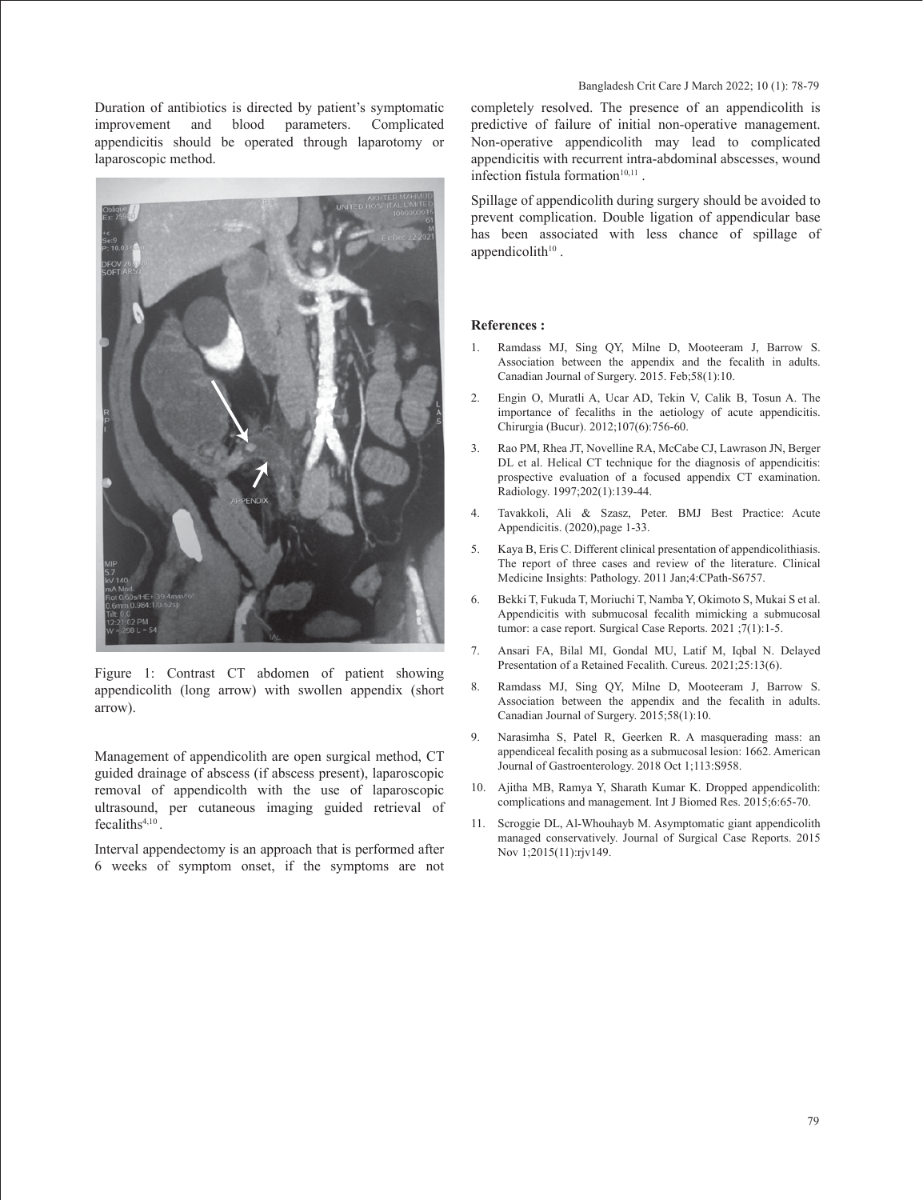Duration of antibiotics is directed by patient's symptomatic improvement and blood parameters. Complicated appendicitis should be operated through laparotomy or laparoscopic method.

Figure 1: Contrast CT abdomen of patient showing appendicolith (long arrow) with swollen appendix (short arrow).

Management of appendicolith are open surgical method, CT guided drainage of abscess (if abscess present), laparoscopic removal of appendicolth with the use of laparoscopic ultrasound, per cutaneous imaging guided retrieval of fecaliths[4,10].

Interval appendectomy is an approach that is performed after 6 weeks of symptom onset, if the symptoms are not completely resolved. The presence of an appendicolith is predictive of failure of initial non-operative management. Non-operative appendicolith may lead to complicated appendicitis with recurrent intra-abdominal abscesses, wound infection fistula formation[10,11].

Spillage of appendicolith during surgery should be avoided to prevent complication. Double ligation of appendicular base has been associated with less chance of spillage of appendicolith[10].

**References :**

1. Ramdass MJ, Sing QY, Milne D, Mooteeram J, Barrow S. Association between the appendix and the fecalith in adults. Canadian Journal of Surgery. 2015. Feb;58(1):10.
2. Engin O, Muratli A, Ucar AD, Tekin V, Calik B, Tosun A. The importance of fecaliths in the aetiology of acute appendicitis. Chirurgia (Bucur). 2012;107(6):756-60.
3. Rao PM, Rhea JT, Novelline RA, McCabe CJ, Lawrason JN, Berger DL et al. Helical CT technique for the diagnosis of appendicitis: prospective evaluation of a focused appendix CT examination. Radiology. 1997;202(1):139-44.
4. Tavakkoli, Ali & Szasz, Peter. BMJ Best Practice: Acute Appendicitis. (2020),page 1-33.
5. Kaya B, Eris C. Different clinical presentation of appendicolithiasis. The report of three cases and review of the literature. Clinical Medicine Insights: Pathology. 2011 Jan;4:CPath-S6757.
6. Bekki T, Fukuda T, Moriuchi T, Namba Y, Okimoto S, Mukai S et al. Appendicitis with submucosal fecalith mimicking a submucosal tumor: a case report. Surgical Case Reports. 2021 ;7(1):1-5.
7. Ansari FA, Bilal MI, Gondal MU, Latif M, Iqbal N. Delayed Presentation of a Retained Fecalith. Cureus. 2021;25:13(6).
8. Ramdass MJ, Sing QY, Milne D, Mooteeram J, Barrow S. Association between the appendix and the fecalith in adults. Canadian Journal of Surgery. 2015;58(1):10.
9. Narasimha S, Patel R, Geerken R. A masquerading mass: an appendiceal fecalith posing as a submucosal lesion: 1662. American Journal of Gastroenterology. 2018 Oct 1;113:S958.
10. Ajitha MB, Ramya Y, Sharath Kumar K. Dropped appendicolith: complications and management. Int J Biomed Res. 2015;6:65-70.
11. Scroggie DL, Al-Whouhayb M. Asymptomatic giant appendicolith managed conservatively. Journal of Surgical Case Reports. 2015 Nov 1;2015(11):rjv149.